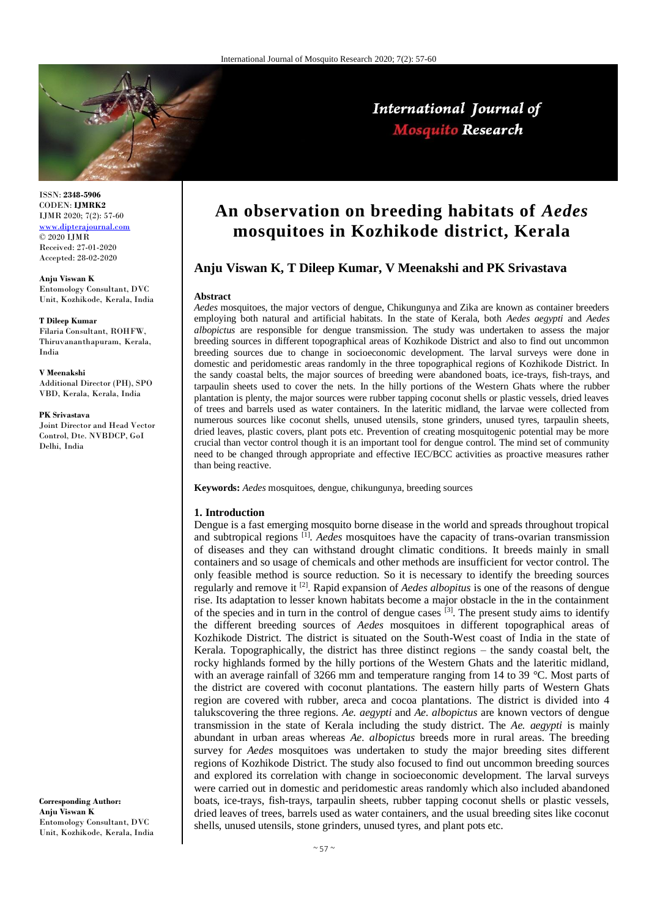ISSN: **2348-5906**
CODEN: **IJMRK2**
IJMR 2020; 7(2): 57-60
www.dipterajournal.com
© 2020 IJMR
Received: 27-01-2020
Accepted: 28-02-2020

**Anju Viswan K**
Entomology Consultant, DVC Unit, Kozhikode, Kerala, India

**T Dileep Kumar**
Filaria Consultant, ROHFW, Thiruvananthapuram, Kerala, India

**V Meenakshi**
Additional Director (PH), SPO VBD, Kerala, Kerala, India

**PK Srivastava**
Joint Director and Head Vector Control, Dte. NVBDCP, GoI Delhi, India

**Corresponding Author:**
**Anju Viswan K**
Entomology Consultant, DVC Unit, Kozhikode, Kerala, India

# An observation on breeding habitats of *Aedes* mosquitoes in Kozhikode district, Kerala

## Anju Viswan K, T Dileep Kumar, V Meenakshi and PK Srivastava

### Abstract

*Aedes* mosquitoes, the major vectors of dengue, Chikungunya and Zika are known as container breeders employing both natural and artificial habitats. In the state of Kerala, both *Aedes aegypti* and *Aedes albopictus* are responsible for dengue transmission. The study was undertaken to assess the major breeding sources in different topographical areas of Kozhikode District and also to find out uncommon breeding sources due to change in socioeconomic development. The larval surveys were done in domestic and peridomestic areas randomly in the three topographical regions of Kozhikode District. In the sandy coastal belts, the major sources of breeding were abandoned boats, ice-trays, fish-trays, and tarpaulin sheets used to cover the nets. In the hilly portions of the Western Ghats where the rubber plantation is plenty, the major sources were rubber tapping coconut shells or plastic vessels, dried leaves of trees and barrels used as water containers. In the lateritic midland, the larvae were collected from numerous sources like coconut shells, unused utensils, stone grinders, unused tyres, tarpaulin sheets, dried leaves, plastic covers, plant pots etc. Prevention of creating mosquitogenic potential may be more crucial than vector control though it is an important tool for dengue control. The mind set of community need to be changed through appropriate and effective IEC/BCC activities as proactive measures rather than being reactive.

**Keywords:** *Aedes* mosquitoes, dengue, chikungunya, breeding sources

### 1. Introduction

Dengue is a fast emerging mosquito borne disease in the world and spreads throughout tropical and subtropical regions [1]. *Aedes* mosquitoes have the capacity of trans-ovarian transmission of diseases and they can withstand drought climatic conditions. It breeds mainly in small containers and so usage of chemicals and other methods are insufficient for vector control. The only feasible method is source reduction. So it is necessary to identify the breeding sources regularly and remove it [2]. Rapid expansion of *Aedes albopitus* is one of the reasons of dengue rise. Its adaptation to lesser known habitats become a major obstacle in the in the containment of the species and in turn in the control of dengue cases [3]. The present study aims to identify the different breeding sources of *Aedes* mosquitoes in different topographical areas of Kozhikode District. The district is situated on the South-West coast of India in the state of Kerala. Topographically, the district has three distinct regions – the sandy coastal belt, the rocky highlands formed by the hilly portions of the Western Ghats and the lateritic midland, with an average rainfall of 3266 mm and temperature ranging from 14 to 39 °C. Most parts of the district are covered with coconut plantations. The eastern hilly parts of Western Ghats region are covered with rubber, areca and cocoa plantations. The district is divided into 4 talukscovering the three regions. *Ae. aegypti* and *Ae. albopictus* are known vectors of dengue transmission in the state of Kerala including the study district. The *Ae. aegypti* is mainly abundant in urban areas whereas *Ae. albopictus* breeds more in rural areas. The breeding survey for *Aedes* mosquitoes was undertaken to study the major breeding sites different regions of Kozhikode District. The study also focused to find out uncommon breeding sources and explored its correlation with change in socioeconomic development. The larval surveys were carried out in domestic and peridomestic areas randomly which also included abandoned boats, ice-trays, fish-trays, tarpaulin sheets, rubber tapping coconut shells or plastic vessels, dried leaves of trees, barrels used as water containers, and the usual breeding sites like coconut shells, unused utensils, stone grinders, unused tyres, and plant pots etc.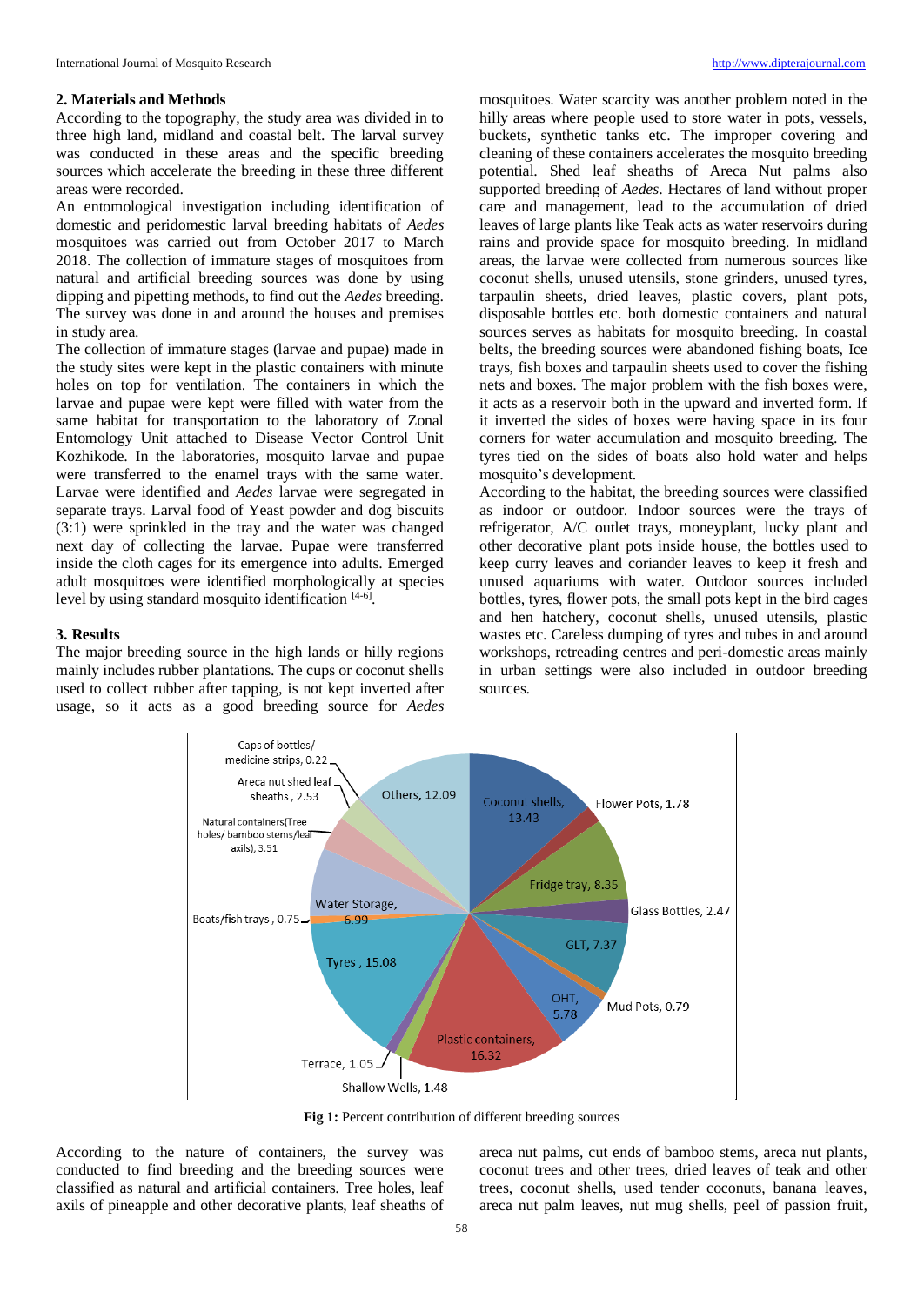## 2. Materials and Methods

According to the topography, the study area was divided in to three high land, midland and coastal belt. The larval survey was conducted in these areas and the specific breeding sources which accelerate the breeding in these three different areas were recorded.

An entomological investigation including identification of domestic and peridomestic larval breeding habitats of *Aedes* mosquitoes was carried out from October 2017 to March 2018. The collection of immature stages of mosquitoes from natural and artificial breeding sources was done by using dipping and pipetting methods, to find out the *Aedes* breeding. The survey was done in and around the houses and premises in study area.

The collection of immature stages (larvae and pupae) made in the study sites were kept in the plastic containers with minute holes on top for ventilation. The containers in which the larvae and pupae were kept were filled with water from the same habitat for transportation to the laboratory of Zonal Entomology Unit attached to Disease Vector Control Unit Kozhikode. In the laboratories, mosquito larvae and pupae were transferred to the enamel trays with the same water. Larvae were identified and *Aedes* larvae were segregated in separate trays. Larval food of Yeast powder and dog biscuits (3:1) were sprinkled in the tray and the water was changed next day of collecting the larvae. Pupae were transferred inside the cloth cages for its emergence into adults. Emerged adult mosquitoes were identified morphologically at species level by using standard mosquito identification [4-6].

## 3. Results

The major breeding source in the high lands or hilly regions mainly includes rubber plantations. The cups or coconut shells used to collect rubber after tapping, is not kept inverted after usage, so it acts as a good breeding source for *Aedes* mosquitoes. Water scarcity was another problem noted in the hilly areas where people used to store water in pots, vessels, buckets, synthetic tanks etc. The improper covering and cleaning of these containers accelerates the mosquito breeding potential. Shed leaf sheaths of Areca Nut palms also supported breeding of *Aedes*. Hectares of land without proper care and management, lead to the accumulation of dried leaves of large plants like Teak acts as water reservoirs during rains and provide space for mosquito breeding. In midland areas, the larvae were collected from numerous sources like coconut shells, unused utensils, stone grinders, unused tyres, tarpaulin sheets, dried leaves, plastic covers, plant pots, disposable bottles etc. both domestic containers and natural sources serves as habitats for mosquito breeding. In coastal belts, the breeding sources were abandoned fishing boats, Ice trays, fish boxes and tarpaulin sheets used to cover the fishing nets and boxes. The major problem with the fish boxes were, it acts as a reservoir both in the upward and inverted form. If it inverted the sides of boxes were having space in its four corners for water accumulation and mosquito breeding. The tyres tied on the sides of boats also hold water and helps mosquito's development.

According to the habitat, the breeding sources were classified as indoor or outdoor. Indoor sources were the trays of refrigerator, A/C outlet trays, moneyplant, lucky plant and other decorative plant pots inside house, the bottles used to keep curry leaves and coriander leaves to keep it fresh and unused aquariums with water. Outdoor sources included bottles, tyres, flower pots, the small pots kept in the bird cages and hen hatchery, coconut shells, unused utensils, plastic wastes etc. Careless dumping of tyres and tubes in and around workshops, retreading centres and peri-domestic areas mainly in urban settings were also included in outdoor breeding sources.

| Breeding source | Percent |
|---|---|
| Coconut shells | 13.43 |
| Flower Pots | 1.78 |
| Fridge tray | 8.35 |
| Glass Bottles | 2.47 |
| GLT | 7.37 |
| Mud Pots | 0.79 |
| OHT | 5.78 |
| Plastic containers | 16.32 |
| Shallow Wells | 1.48 |
| Terrace | 1.05 |
| Tyres | 15.08 |
| Boats/fish trays | 0.75 |
| Water Storage | 6.99 |
| Natural containers(Tree holes/ bamboo stems/leaf axils) | 3.51 |
| Areca nut shed leaf sheaths | 2.53 |
| Caps of bottles/ medicine strips | 0.22 |
| Others | 12.09 |

**Fig 1:** Percent contribution of different breeding sources

According to the nature of containers, the survey was conducted to find breeding and the breeding sources were classified as natural and artificial containers. Tree holes, leaf axils of pineapple and other decorative plants, leaf sheaths of areca nut palms, cut ends of bamboo stems, areca nut plants, coconut trees and other trees, dried leaves of teak and other trees, coconut shells, used tender coconuts, banana leaves, areca nut palm leaves, nut mug shells, peel of passion fruit,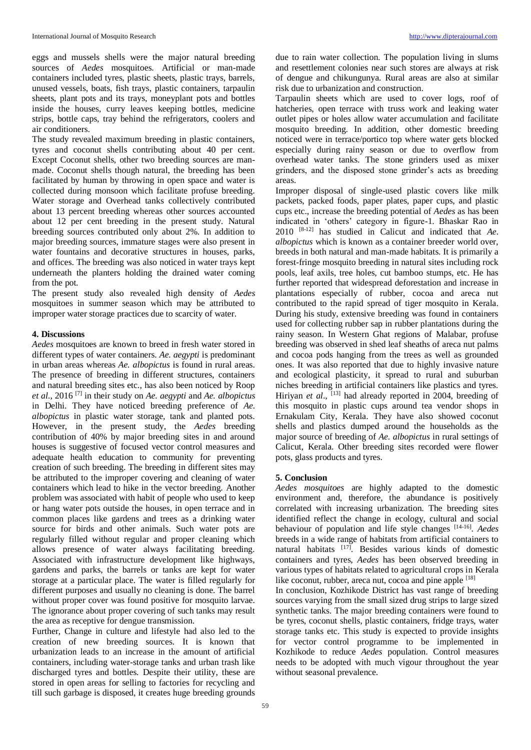eggs and mussels shells were the major natural breeding sources of *Aedes* mosquitoes. Artificial or man-made containers included tyres, plastic sheets, plastic trays, barrels, unused vessels, boats, fish trays, plastic containers, tarpaulin sheets, plant pots and its trays, moneyplant pots and bottles inside the houses, curry leaves keeping bottles, medicine strips, bottle caps, tray behind the refrigerators, coolers and air conditioners.

The study revealed maximum breeding in plastic containers, tyres and coconut shells contributing about 40 per cent. Except Coconut shells, other two breeding sources are man-made. Coconut shells though natural, the breeding has been facilitated by human by throwing in open space and water is collected during monsoon which facilitate profuse breeding. Water storage and Overhead tanks collectively contributed about 13 percent breeding whereas other sources accounted about 12 per cent breeding in the present study. Natural breeding sources contributed only about 2%. In addition to major breeding sources, immature stages were also present in water fountains and decorative structures in houses, parks, and offices. The breeding was also noticed in water trays kept underneath the planters holding the drained water coming from the pot.

The present study also revealed high density of *Aedes* mosquitoes in summer season which may be attributed to improper water storage practices due to scarcity of water.

## 4. Discussions

*Aedes* mosquitoes are known to breed in fresh water stored in different types of water containers. *Ae. aegypti* is predominant in urban areas whereas *Ae. albopictus* is found in rural areas. The presence of breeding in different structures, containers and natural breeding sites etc., has also been noticed by Roop *et al.*, 2016 [7] in their study on *Ae. aegypti* and *Ae. albopictus* in Delhi. They have noticed breeding preference of *Ae. albopictus* in plastic water storage, tank and planted pots. However, in the present study, the *Aedes* breeding contribution of 40% by major breeding sites in and around houses is suggestive of focused vector control measures and adequate health education to community for preventing creation of such breeding. The breeding in different sites may be attributed to the improper covering and cleaning of water containers which lead to hike in the vector breeding. Another problem was associated with habit of people who used to keep or hang water pots outside the houses, in open terrace and in common places like gardens and trees as a drinking water source for birds and other animals. Such water pots are regularly filled without regular and proper cleaning which allows presence of water always facilitating breeding. Associated with infrastructure development like highways, gardens and parks, the barrels or tanks are kept for water storage at a particular place. The water is filled regularly for different purposes and usually no cleaning is done. The barrel without proper cover was found positive for mosquito larvae. The ignorance about proper covering of such tanks may result the area as receptive for dengue transmission.

Further, Change in culture and lifestyle had also led to the creation of new breeding sources. It is known that urbanization leads to an increase in the amount of artificial containers, including water-storage tanks and urban trash like discharged tyres and bottles. Despite their utility, these are stored in open areas for selling to factories for recycling and till such garbage is disposed, it creates huge breeding grounds due to rain water collection. The population living in slums and resettlement colonies near such stores are always at risk of dengue and chikungunya. Rural areas are also at similar risk due to urbanization and construction.

Tarpaulin sheets which are used to cover logs, roof of hatcheries, open terrace with truss work and leaking water outlet pipes or holes allow water accumulation and facilitate mosquito breeding. In addition, other domestic breeding noticed were in terrace/portico top where water gets blocked especially during rainy season or due to overflow from overhead water tanks. The stone grinders used as mixer grinders, and the disposed stone grinder's acts as breeding areas.

Improper disposal of single-used plastic covers like milk packets, packed foods, paper plates, paper cups, and plastic cups etc., increase the breeding potential of *Aedes* as has been indicated in 'others' category in figure-1. Bhaskar Rao in 2010 [8-12] has studied in Calicut and indicated that *Ae. albopictus* which is known as a container breeder world over, breeds in both natural and man-made habitats. It is primarily a forest-fringe mosquito breeding in natural sites including rock pools, leaf axils, tree holes, cut bamboo stumps, etc. He has further reported that widespread deforestation and increase in plantations especially of rubber, cocoa and areca nut contributed to the rapid spread of tiger mosquito in Kerala. During his study, extensive breeding was found in containers used for collecting rubber sap in rubber plantations during the rainy season. In Western Ghat regions of Malabar, profuse breeding was observed in shed leaf sheaths of areca nut palms and cocoa pods hanging from the trees as well as grounded ones. It was also reported that due to highly invasive nature and ecological plasticity, it spread to rural and suburban niches breeding in artificial containers like plastics and tyres. Hiriyan *et al*., [13] had already reported in 2004, breeding of this mosquito in plastic cups around tea vendor shops in Ernakulam City, Kerala. They have also showed coconut shells and plastics dumped around the households as the major source of breeding of *Ae. albopictus* in rural settings of Calicut, Kerala. Other breeding sites recorded were flower pots, glass products and tyres.

## 5. Conclusion

*Aedes mosquitoes* are highly adapted to the domestic environment and, therefore, the abundance is positively correlated with increasing urbanization. The breeding sites identified reflect the change in ecology, cultural and social behaviour of population and life style changes [14-16]. *Aedes* breeds in a wide range of habitats from artificial containers to natural habitats [17]. Besides various kinds of domestic containers and tyres, *Aedes* has been observed breeding in various types of habitats related to agricultural crops in Kerala like coconut, rubber, areca nut, cocoa and pine apple [18]

In conclusion, Kozhikode District has vast range of breeding sources varying from the small sized drug strips to large sized synthetic tanks. The major breeding containers were found to be tyres, coconut shells, plastic containers, fridge trays, water storage tanks etc. This study is expected to provide insights for vector control programme to be implemented in Kozhikode to reduce *Aedes* population. Control measures needs to be adopted with much vigour throughout the year without seasonal prevalence.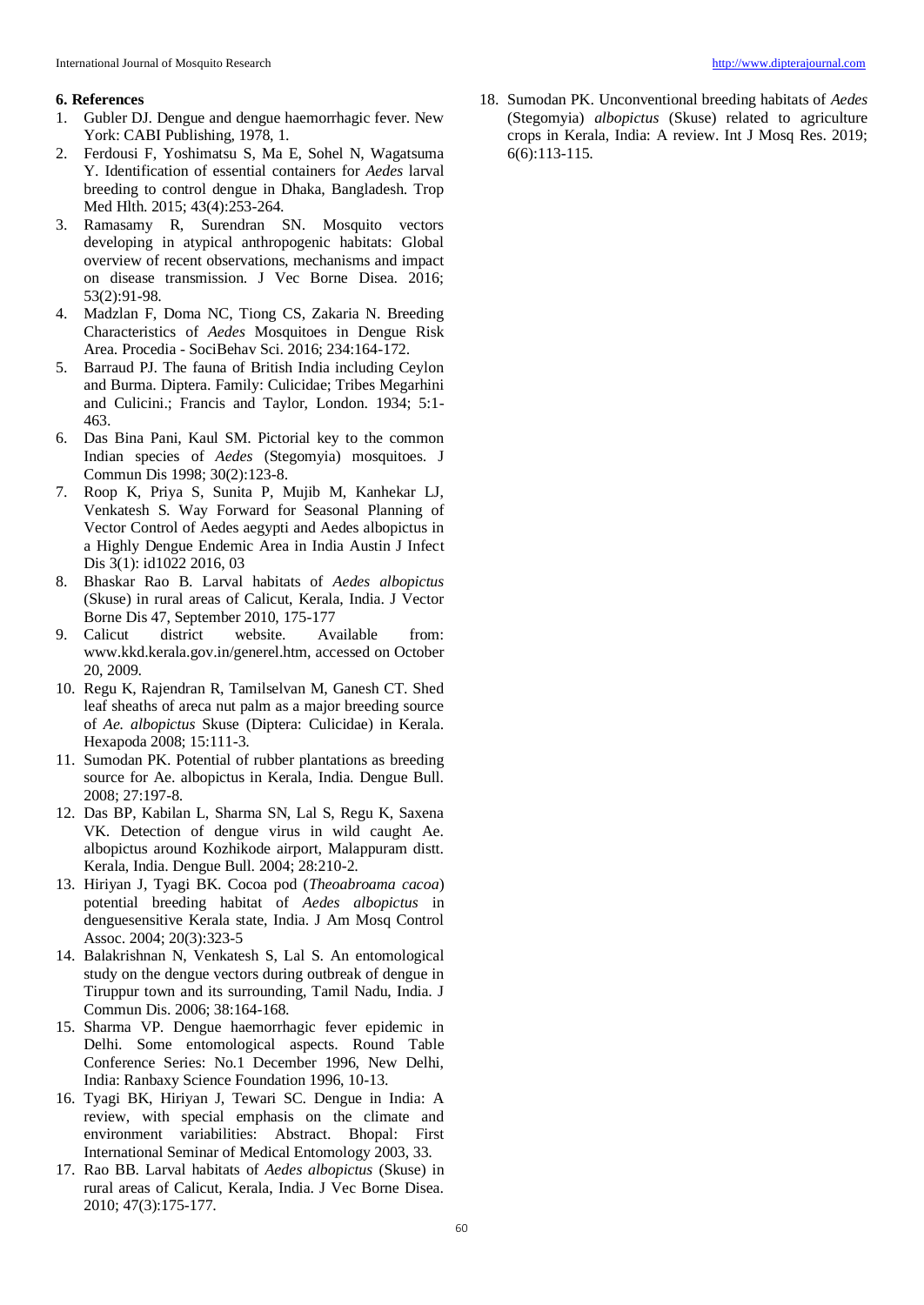## 6. References

1. Gubler DJ. Dengue and dengue haemorrhagic fever. New York: CABI Publishing, 1978, 1.
2. Ferdousi F, Yoshimatsu S, Ma E, Sohel N, Wagatsuma Y. Identification of essential containers for *Aedes* larval breeding to control dengue in Dhaka, Bangladesh. Trop Med Hlth. 2015; 43(4):253-264.
3. Ramasamy R, Surendran SN. Mosquito vectors developing in atypical anthropogenic habitats: Global overview of recent observations, mechanisms and impact on disease transmission. J Vec Borne Disea. 2016; 53(2):91-98.
4. Madzlan F, Doma NC, Tiong CS, Zakaria N. Breeding Characteristics of *Aedes* Mosquitoes in Dengue Risk Area. Procedia - SociBehav Sci. 2016; 234:164-172.
5. Barraud PJ. The fauna of British India including Ceylon and Burma. Diptera. Family: Culicidae; Tribes Megarhini and Culicini.; Francis and Taylor, London. 1934; 5:1-463.
6. Das Bina Pani, Kaul SM. Pictorial key to the common Indian species of *Aedes* (Stegomyia) mosquitoes. J Commun Dis 1998; 30(2):123-8.
7. Roop K, Priya S, Sunita P, Mujib M, Kanhekar LJ, Venkatesh S. Way Forward for Seasonal Planning of Vector Control of Aedes aegypti and Aedes albopictus in a Highly Dengue Endemic Area in India Austin J Infect Dis 3(1): id1022 2016, 03
8. Bhaskar Rao B. Larval habitats of *Aedes albopictus* (Skuse) in rural areas of Calicut, Kerala, India. J Vector Borne Dis 47, September 2010, 175-177
9. Calicut district website. Available from: www.kkd.kerala.gov.in/generel.htm, accessed on October 20, 2009.
10. Regu K, Rajendran R, Tamilselvan M, Ganesh CT. Shed leaf sheaths of areca nut palm as a major breeding source of *Ae. albopictus* Skuse (Diptera: Culicidae) in Kerala. Hexapoda 2008; 15:111-3.
11. Sumodan PK. Potential of rubber plantations as breeding source for Ae. albopictus in Kerala, India. Dengue Bull. 2008; 27:197-8.
12. Das BP, Kabilan L, Sharma SN, Lal S, Regu K, Saxena VK. Detection of dengue virus in wild caught Ae. albopictus around Kozhikode airport, Malappuram distt. Kerala, India. Dengue Bull. 2004; 28:210-2.
13. Hiriyan J, Tyagi BK. Cocoa pod (*Theoabroama cacoa*) potential breeding habitat of *Aedes albopictus* in denguesensitive Kerala state, India. J Am Mosq Control Assoc. 2004; 20(3):323-5
14. Balakrishnan N, Venkatesh S, Lal S. An entomological study on the dengue vectors during outbreak of dengue in Tiruppur town and its surrounding, Tamil Nadu, India. J Commun Dis. 2006; 38:164-168.
15. Sharma VP. Dengue haemorrhagic fever epidemic in Delhi. Some entomological aspects. Round Table Conference Series: No.1 December 1996, New Delhi, India: Ranbaxy Science Foundation 1996, 10-13.
16. Tyagi BK, Hiriyan J, Tewari SC. Dengue in India: A review, with special emphasis on the climate and environment variabilities: Abstract. Bhopal: First International Seminar of Medical Entomology 2003, 33.
17. Rao BB. Larval habitats of *Aedes albopictus* (Skuse) in rural areas of Calicut, Kerala, India. J Vec Borne Disea. 2010; 47(3):175-177.
18. Sumodan PK. Unconventional breeding habitats of *Aedes* (Stegomyia) *albopictus* (Skuse) related to agriculture crops in Kerala, India: A review. Int J Mosq Res. 2019; 6(6):113-115.